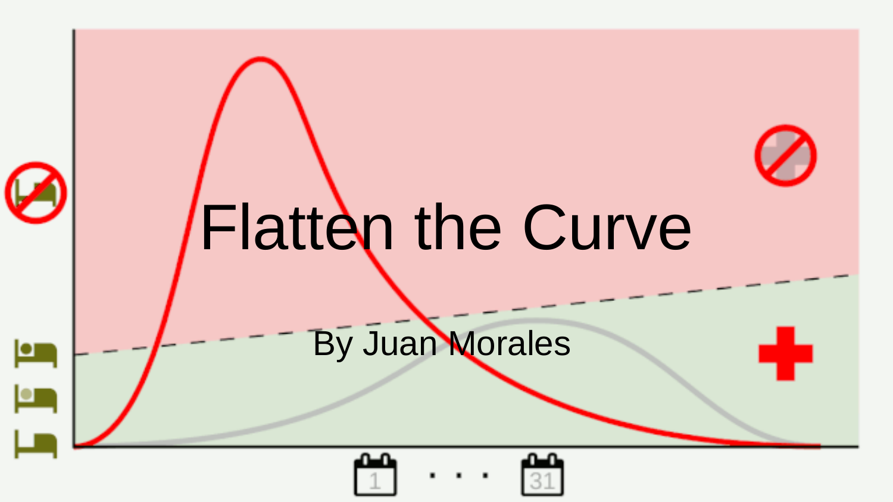# Flatten the Curve

By Juan Morales

1 . . . 31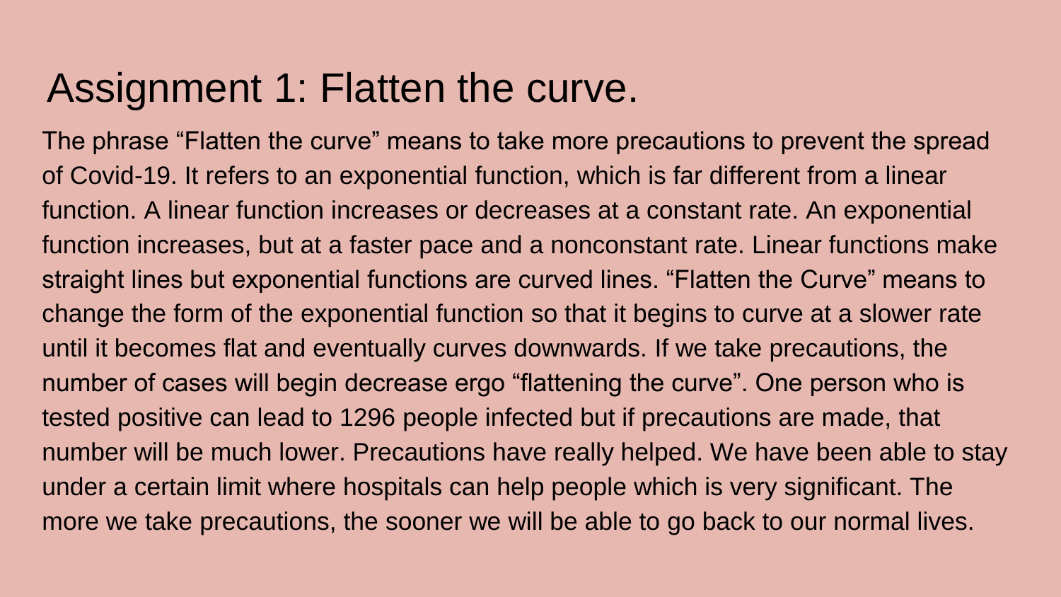# Assignment 1: Flatten the curve.

The phrase “Flatten the curve” means to take more precautions to prevent the spread of Covid-19. It refers to an exponential function, which is far different from a linear function. A linear function increases or decreases at a constant rate. An exponential function increases, but at a faster pace and a nonconstant rate. Linear functions make straight lines but exponential functions are curved lines. “Flatten the Curve” means to change the form of the exponential function so that it begins to curve at a slower rate until it becomes flat and eventually curves downwards. If we take precautions, the number of cases will begin decrease ergo “flattening the curve”. One person who is tested positive can lead to 1296 people infected but if precautions are made, that number will be much lower. Precautions have really helped. We have been able to stay under a certain limit where hospitals can help people which is very significant. The more we take precautions, the sooner we will be able to go back to our normal lives.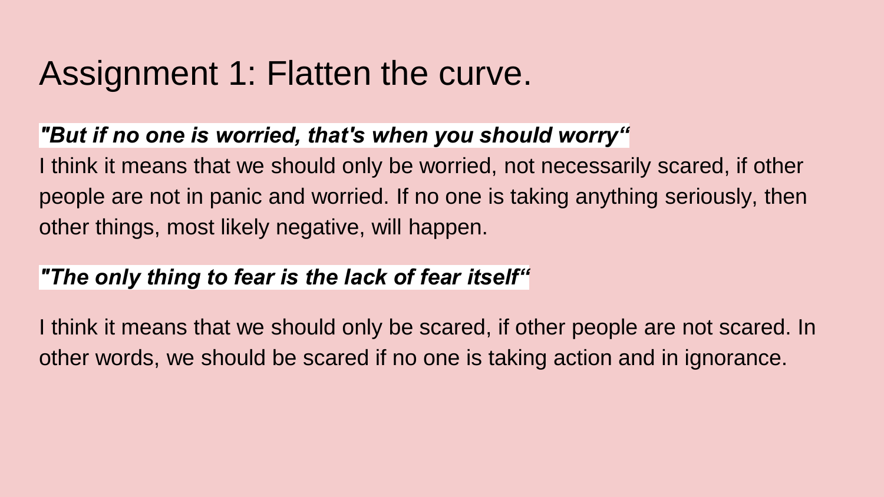# Assignment 1: Flatten the curve.

***"But if no one is worried, that's when you should worry"***

I think it means that we should only be worried, not necessarily scared, if other people are not in panic and worried. If no one is taking anything seriously, then other things, most likely negative, will happen.

***"The only thing to fear is the lack of fear itself"***

I think it means that we should only be scared, if other people are not scared. In other words, we should be scared if no one is taking action and in ignorance.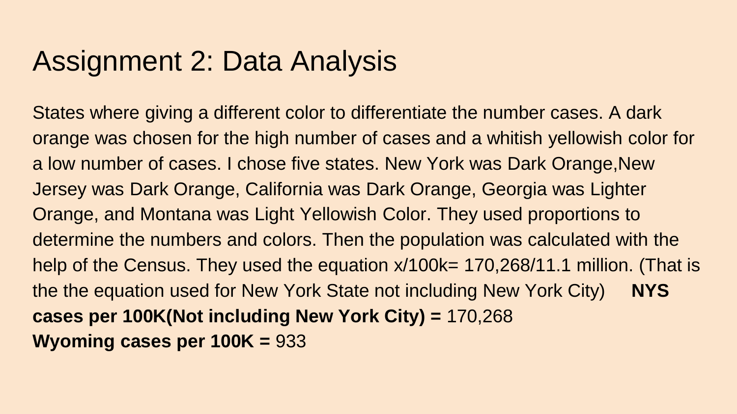# Assignment 2: Data Analysis

States where giving a different color to differentiate the number cases. A dark orange was chosen for the high number of cases and a whitish yellowish color for a low number of cases. I chose five states. New York was Dark Orange,New Jersey was Dark Orange, California was Dark Orange, Georgia was Lighter Orange, and Montana was Light Yellowish Color. They used proportions to determine the numbers and colors. Then the population was calculated with the help of the Census. They used the equation $x/100k = 170{,}268/11.1$ million. (That is the the equation used for New York State not including New York City) **NYS cases per 100K(Not including New York City) =** 170,268

**Wyoming cases per 100K =** 933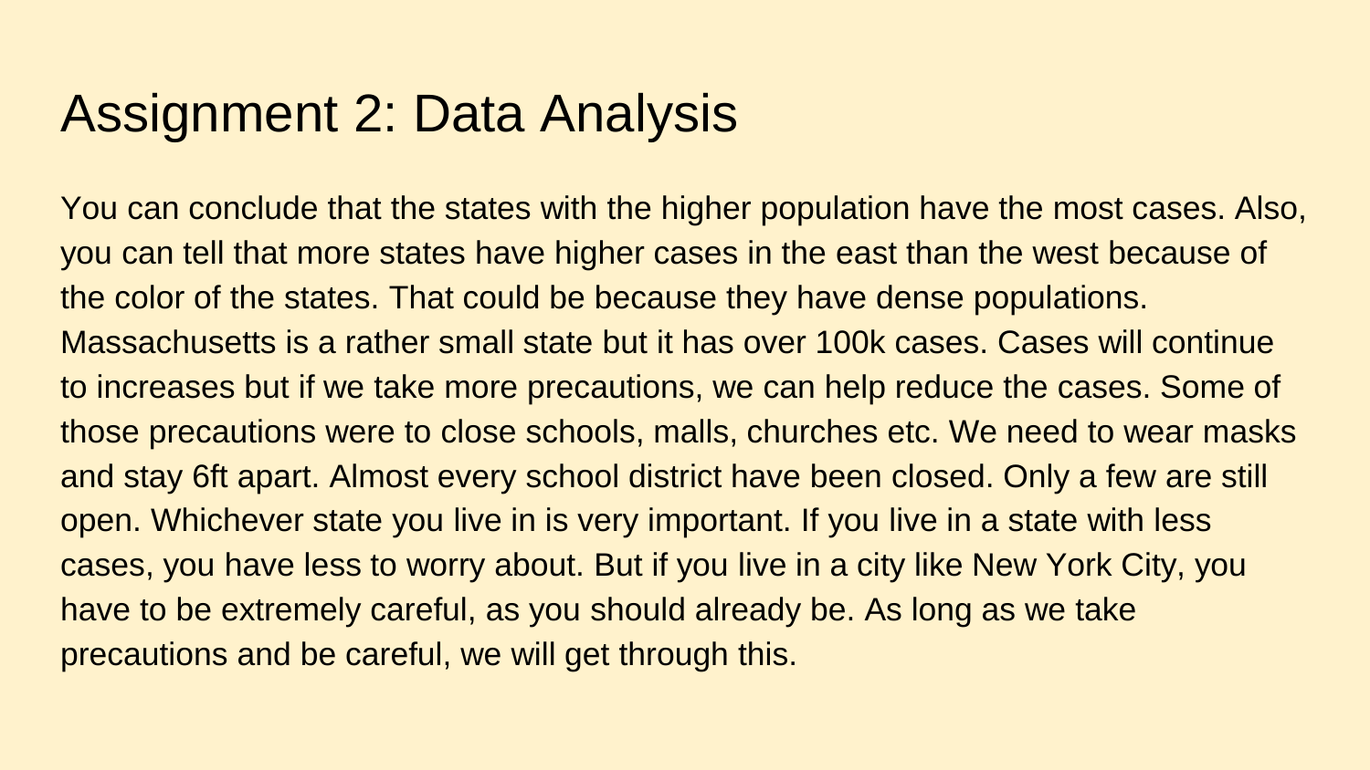# Assignment 2: Data Analysis

You can conclude that the states with the higher population have the most cases. Also, you can tell that more states have higher cases in the east than the west because of the color of the states. That could be because they have dense populations. Massachusetts is a rather small state but it has over 100k cases. Cases will continue to increases but if we take more precautions, we can help reduce the cases. Some of those precautions were to close schools, malls, churches etc. We need to wear masks and stay 6ft apart. Almost every school district have been closed. Only a few are still open. Whichever state you live in is very important. If you live in a state with less cases, you have less to worry about. But if you live in a city like New York City, you have to be extremely careful, as you should already be. As long as we take precautions and be careful, we will get through this.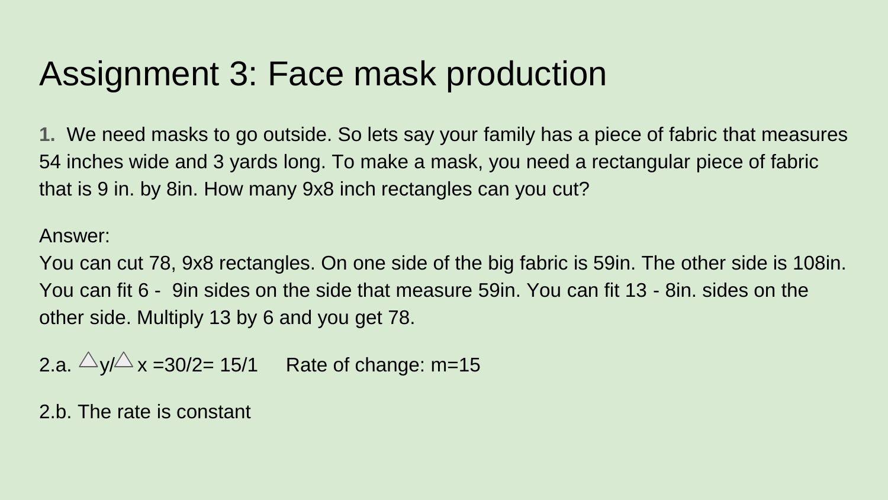# Assignment 3: Face mask production

**1.** We need masks to go outside. So lets say your family has a piece of fabric that measures 54 inches wide and 3 yards long. To make a mask, you need a rectangular piece of fabric that is 9 in. by 8in. How many 9x8 inch rectangles can you cut?

Answer:

You can cut 78, 9x8 rectangles. On one side of the big fabric is 59in. The other side is 108in. You can fit 6 - 9in sides on the side that measure 59in. You can fit 13 - 8in. sides on the other side. Multiply 13 by 6 and you get 78.

2.a. $\triangle y / \triangle x = 30/2 = 15/1$ Rate of change: $m=15$

2.b. The rate is constant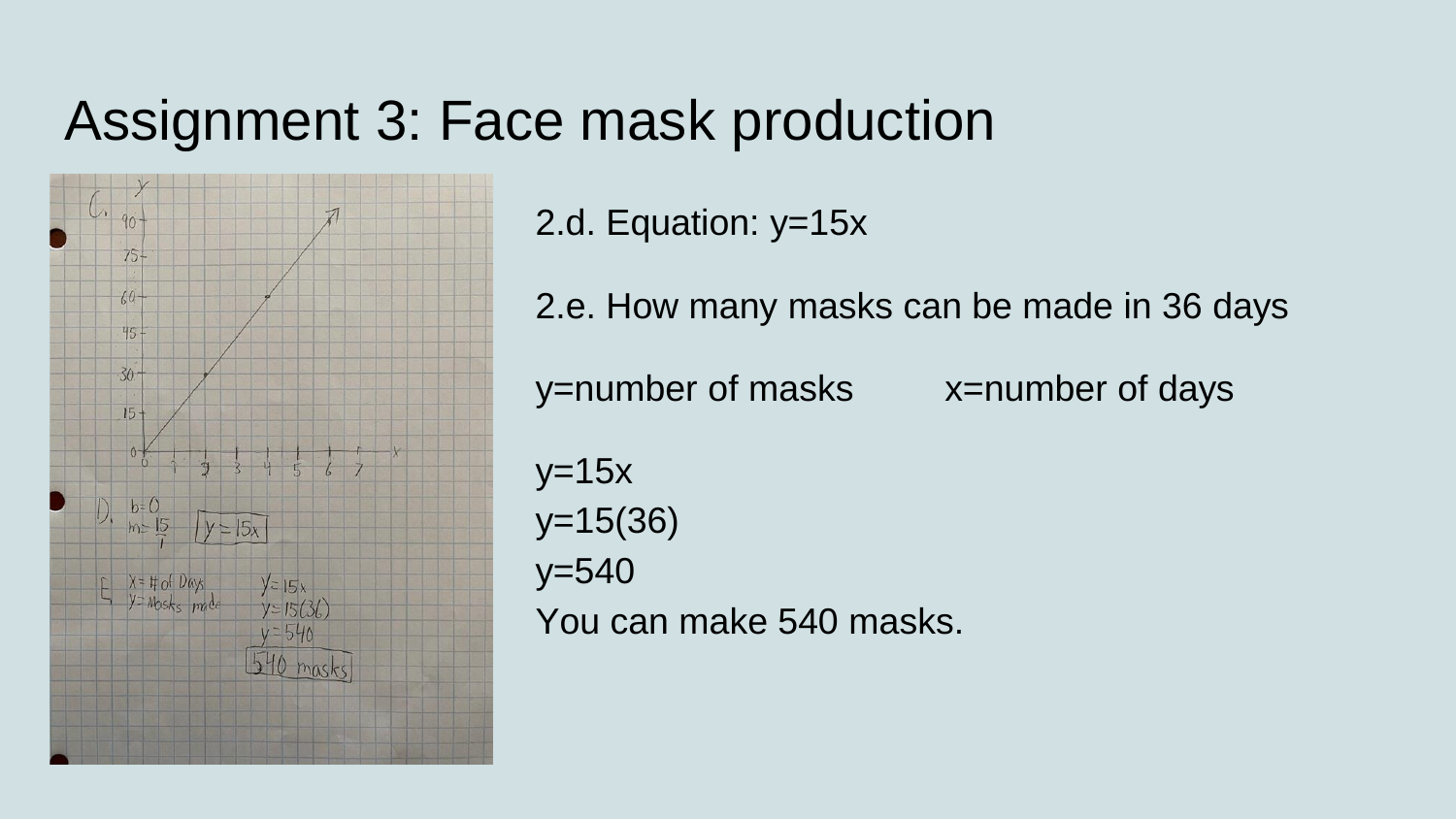# Assignment 3: Face mask production

2.d. Equation: $y=15x$

2.e. How many masks can be made in 36 days

$y$=number of masks $x$=number of days

$y=15x$

$y=15(36)$

$y=540$

You can make 540 masks.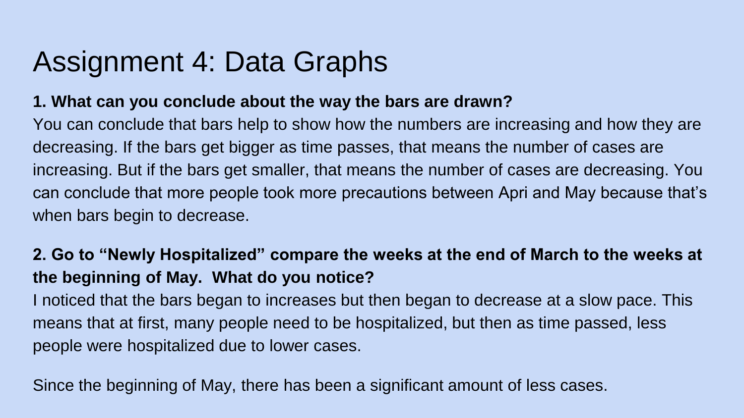# Assignment 4: Data Graphs

**1. What can you conclude about the way the bars are drawn?**

You can conclude that bars help to show how the numbers are increasing and how they are decreasing. If the bars get bigger as time passes, that means the number of cases are increasing. But if the bars get smaller, that means the number of cases are decreasing. You can conclude that more people took more precautions between Apri and May because that's when bars begin to decrease.

**2. Go to "Newly Hospitalized" compare the weeks at the end of March to the weeks at the beginning of May. What do you notice?**

I noticed that the bars began to increases but then began to decrease at a slow pace. This means that at first, many people need to be hospitalized, but then as time passed, less people were hospitalized due to lower cases.

Since the beginning of May, there has been a significant amount of less cases.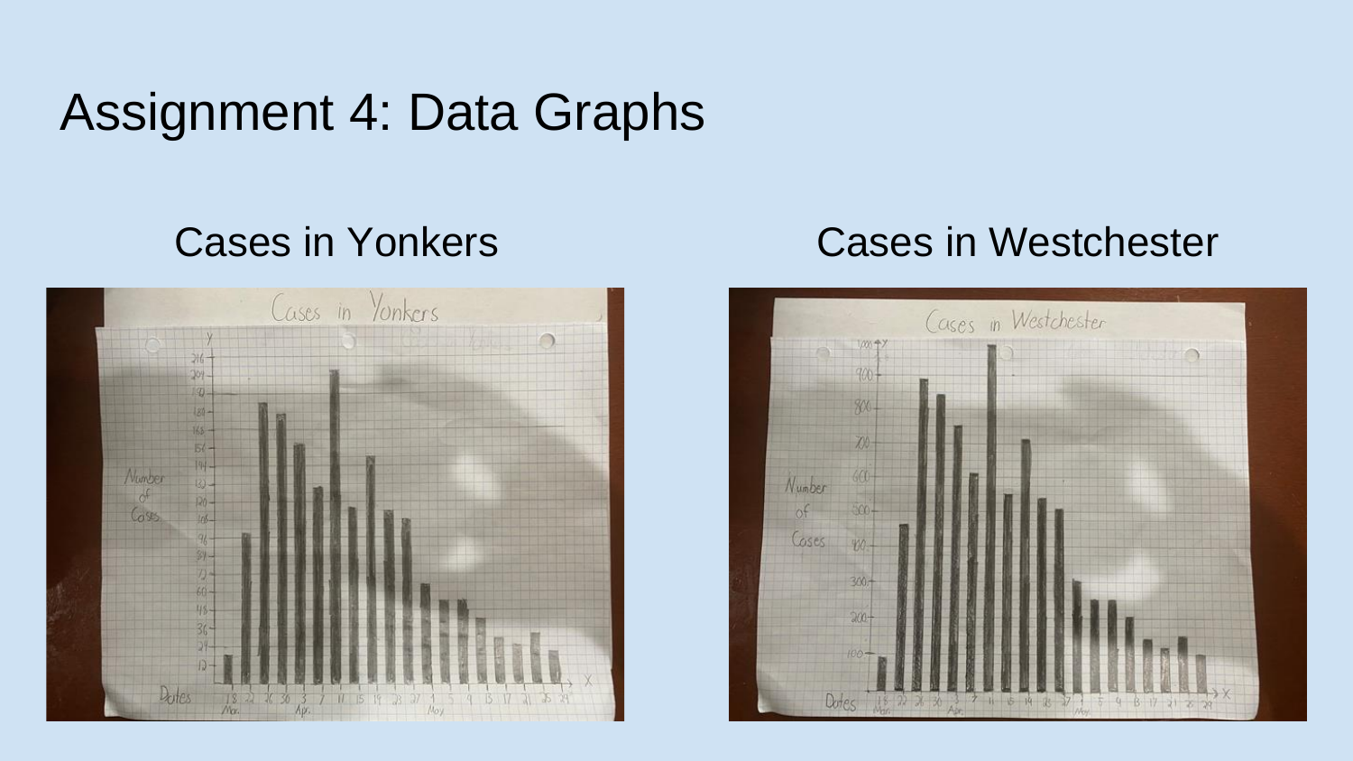# Assignment 4: Data Graphs

## Cases in Yonkers

Cases in Yonkers

Number of Cases

216
204
192
180
168
156
144
132
120
108
96
84
72
60
48
36
24
12

Dates

18 22 26 30 3 7 11 15 19 23 27 1 5 9 13 17 21 25 29

Mar. Apr. May

## Cases in Westchester

Cases in Westchester

Number of Cases

1000
900
800
700
600
500
400
300
200
100

Dates

18 22 26 30 3 7 11 15 19 23 27 1 5 9 13 17 21 25 29

Mar. Apr. May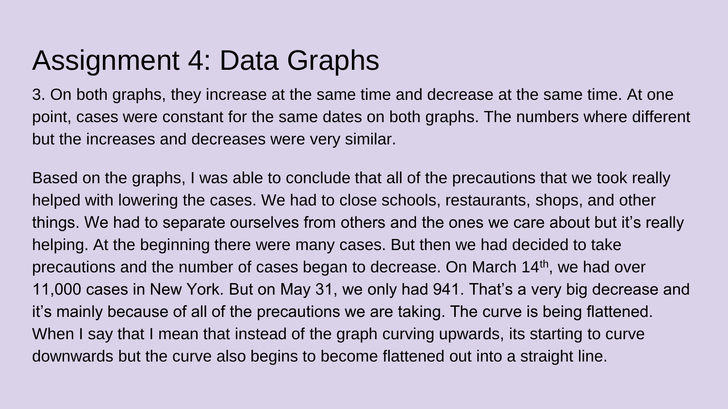# Assignment 4: Data Graphs

3. On both graphs, they increase at the same time and decrease at the same time. At one point, cases were constant for the same dates on both graphs. The numbers where different but the increases and decreases were very similar.

Based on the graphs, I was able to conclude that all of the precautions that we took really helped with lowering the cases. We had to close schools, restaurants, shops, and other things. We had to separate ourselves from others and the ones we care about but it's really helping. At the beginning there were many cases. But then we had decided to take precautions and the number of cases began to decrease. On March 14th, we had over 11,000 cases in New York. But on May 31, we only had 941. That's a very big decrease and it's mainly because of all of the precautions we are taking. The curve is being flattened. When I say that I mean that instead of the graph curving upwards, its starting to curve downwards but the curve also begins to become flattened out into a straight line.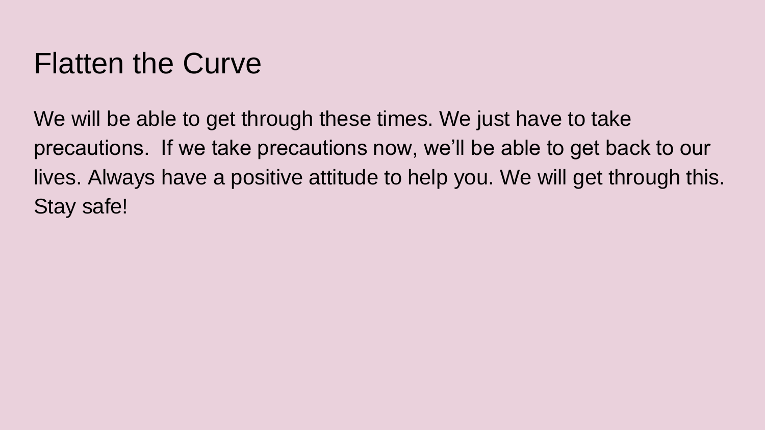# Flatten the Curve

We will be able to get through these times. We just have to take precautions.  If we take precautions now, we'll be able to get back to our lives. Always have a positive attitude to help you. We will get through this. Stay safe!